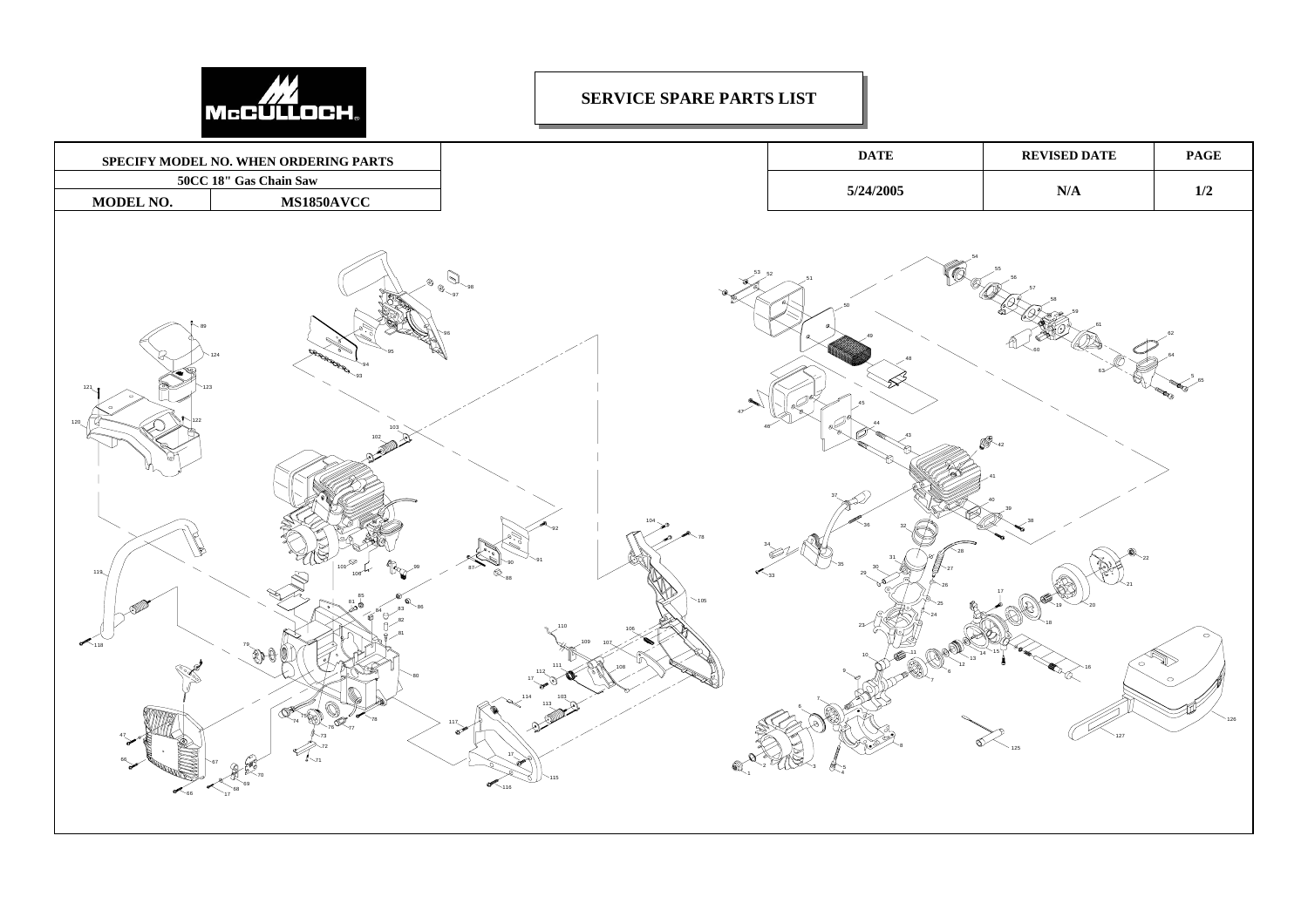McCULLOCH

# SERVICE SPARE PARTS LIST

| SPECIFY MODEL NO. WHEN ORDERING PARTS | |
|---|---|
| 50CC 18" Gas Chain Saw | |
| MODEL NO. | MS1850AVCC |

| DATE | REVISED DATE | PAGE |
|---|---|---|
| 5/24/2005 | N/A | 1/2 |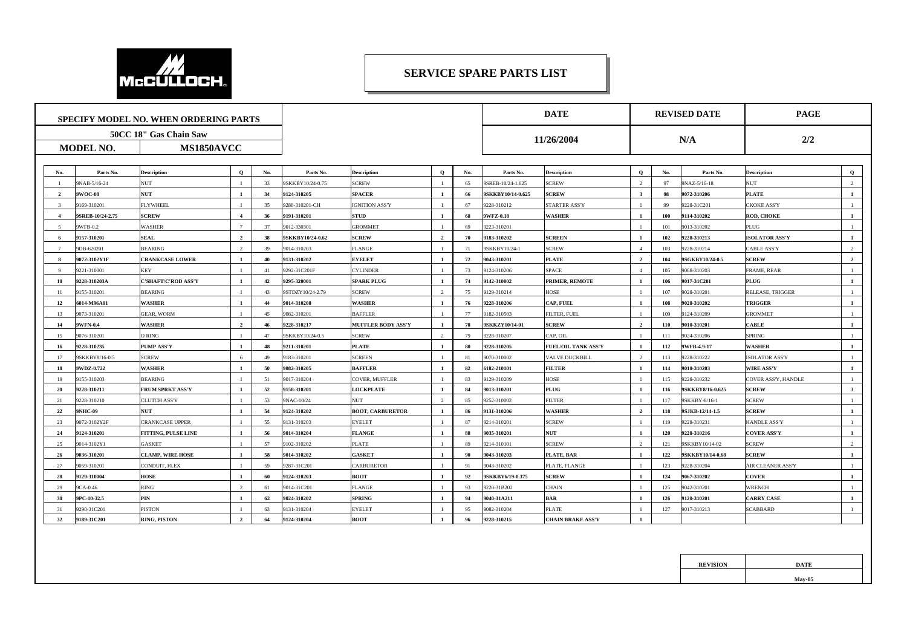McCULLOCH

# SERVICE SPARE PARTS LIST

| SPECIFY MODEL NO. WHEN ORDERING PARTS | | DATE | REVISED DATE | PAGE |
|---|---|---|---|---|
| 50CC 18" Gas Chain Saw | | 11/26/2004 | N/A | 2/2 |
| MODEL NO. | MS1850AVCC | | | |

| No. | Parts No. | Description | Q | No. | Parts No. | Description | Q | No. | Parts No. | Description | Q | No. | Parts No. | Description | Q |
|---|---|---|---|---|---|---|---|---|---|---|---|---|---|---|---|
| 1 | 9NAB-5/16-24 | NUT | 1 | 33 | 9SKKBY10/24-0.75 | SCREW | 1 | 65 | 9SREB-10/24-1.625 | SCREW | 2 | 97 | 9NAZ-5/16-18 | NUT | 2 |
| **2** | **9WOC-08** | **NUT** | **1** | **34** | **9124-310205** | **SPACER** | **1** | **66** | **9SKKBY10/14-0.625** | **SCREW** | **3** | **98** | **9072-310206** | **PLATE** | **1** |
| 3 | 9169-310201 | FLYWHEEL | 1 | 35 | 9288-310201-CH | IGNITION ASS'Y | 1 | 67 | 9228-310212 | STARTER ASS'Y | 1 | 99 | 9228-31C201 | CKOKE ASS'Y | 1 |
| **4** | **9SREB-10/24-2.75** | **SCREW** | **4** | **36** | **9191-310201** | **STUD** | **1** | **68** | **9WFZ-0.18** | **WASHER** | **1** | **100** | **9114-310202** | **ROD, CHOKE** | **1** |
| 5 | 9WFB-0.2 | WASHER | 7 | 37 | 9012-330301 | GROMMET | 1 | 69 | 9223-310201 | | 1 | 101 | 9013-310202 | PLUG | 1 |
| **6** | **9157-310201** | **SEAL** | **2** | **38** | **9SKKBY10/24-0.62** | **SCREW** | **2** | **70** | **9183-310202** | **SCREEN** | **1** | **102** | **9228-310213** | **ISOLATOR ASS'Y** | **1** |
| 7 | 9DB-620201 | BEARING | 2 | 39 | 9014-310203 | FLANGE | 1 | 71 | 9SKKBY10/24-1 | SCREW | 4 | 103 | 9228-310214 | CABLE ASS'Y | 2 |
| **8** | **9072-3102Y1F** | **CRANKCASE LOWER** | **1** | **40** | **9131-310202** | **EYELET** | **1** | **72** | **9043-310201** | **PLATE** | **2** | **104** | **9SGKBY10/24-0.5** | **SCREW** | **2** |
| 9 | 9221-310001 | KEY | 1 | 41 | 9292-31C201F | CYLINDER | 1 | 73 | 9124-310206 | SPACE | 4 | 105 | 9068-310203 | FRAME, REAR | 1 |
| **10** | **9228-310203A** | **C'SHAFT/C'ROD ASS'Y** | **1** | **42** | **9295-320001** | **SPARK PLUG** | **1** | **74** | **9142-310002** | **PRIMER, REMOTE** | **1** | **106** | **9017-31C201** | **PLUG** | **1** |
| 11 | 9155-310201 | BEARING | 1 | 43 | 9STDZY10/24-2.79 | SCREW | 2 | 75 | 9129-310214 | HOSE | 1 | 107 | 9028-310201 | RELEASE, TRIGGER | 1 |
| **12** | **6014-M96A01** | **WASHER** | **1** | **44** | **9014-310208** | **WASHER** | **1** | **76** | **9228-310206** | **CAP, FUEL** | **1** | **108** | **9028-310202** | **TRIGGER** | **1** |
| 13 | 9073-310201 | GEAR, WORM | 1 | 45 | 9082-310201 | BAFFLER | 1 | 77 | 9182-310503 | FILTER, FUEL | 1 | 109 | 9124-310209 | GROMMET | 1 |
| **14** | **9WFN-0.4** | **WASHER** | **2** | **46** | **9228-310217** | **MUFFLER BODY ASS'Y** | **1** | **78** | **9SKKZY10/14-01** | **SCREW** | **2** | **110** | **9010-310201** | **CABLE** | **1** |
| 15 | 9076-310201 | O RING | 1 | 47 | 9SKKBY10/24-0.5 | SCREW | 2 | 79 | 9228-310207 | CAP, OIL | 1 | 111 | 9024-310206 | SPRING | 1 |
| **16** | **9228-310235** | **PUMP ASS'Y** | **1** | **48** | **9211-310201** | **PLATE** | **1** | **80** | **9228-310205** | **FUEL/OIL TANK ASS'Y** | **1** | **112** | **9WFB-4.9-17** | **WASHER** | **1** |
| 17 | 9SKKBY8/16-0.5 | SCREW | 6 | 49 | 9183-310201 | SCREEN | 1 | 81 | 9070-310002 | VALVE DUCKBILL | 2 | 113 | 9228-310222 | ISOLATOR ASS'Y | 1 |
| **18** | **9WDZ-0.722** | **WASHER** | **1** | **50** | **9082-310205** | **BAFFLER** | **1** | **82** | **6182-210101** | **FILTER** | **1** | **114** | **9010-310203** | **WIRE ASS'Y** | **1** |
| 19 | 9155-310203 | BEARING | 1 | 51 | 9017-310204 | COVER, MUFFLER | 1 | 83 | 9129-310209 | HOSE | 1 | 115 | 9228-310232 | COVER ASS'Y, HANDLE | 1 |
| **20** | **9228-310211** | **FRUM SPRKT ASS'Y** | **1** | **52** | **9158-310201** | **LOCKPLATE** | **1** | **84** | **9013-310201** | **PLUG** | **1** | **116** | **9SKKBY8/16-0.625** | **SCREW** | **3** |
| 21 | 9228-310210 | CLUTCH ASS'Y | 1 | 53 | 9NAC-10/24 | NUT | 2 | 85 | 9252-310002 | FILTER | 1 | 117 | 9SKKBY-8/16-1 | SCREW | 1 |
| **22** | **9NHC-09** | **NUT** | **1** | **54** | **9124-310202** | **BOOT, CARBURETOR** | **1** | **86** | **9131-310206** | **WASHER** | **2** | **118** | **9SJKB-12/14-1.5** | **SCREW** | **1** |
| 23 | 9072-3102Y2F | CRANKCASE UPPER | 1 | 55 | 9131-310203 | EYELET | 1 | 87 | 9214-310201 | SCREW | 1 | 119 | 9228-310231 | HANDLE ASS'Y | 1 |
| **24** | **9124-310201** | **FITTING, PULSE LINE** | **1** | **56** | **9014-310204** | **FLANGE** | **1** | **88** | **9035-310201** | **NUT** | **1** | **120** | **9228-310216** | **COVER ASS'Y** | **1** |
| 25 | 9014-3102Y1 | GASKET | 1 | 57 | 9102-310202 | PLATE | 1 | 89 | 9214-310101 | SCREW | 2 | 121 | 9SKKBY10/14-02 | SCREW | 2 |
| **26** | **9036-310201** | **CLAMP, WIRE HOSE** | **1** | **58** | **9014-310202** | **GASKET** | **1** | **90** | **9043-310203** | **PLATE, BAR** | **1** | **122** | **9SKKBY10/14-0.68** | **SCREW** | **1** |
| 27 | 9059-310201 | CONDUIT, FLEX | 1 | 59 | 9287-31C201 | CARBURETOR | 1 | 91 | 9043-310202 | PLATE, FLANGE | 1 | 123 | 9228-310204 | AIR CLEANER ASS'Y | 1 |
| **28** | **9129-310004** | **HOSE** | **1** | **60** | **9124-310203** | **BOOT** | **1** | **92** | **9SKKBY6/19-0.375** | **SCREW** | **1** | **124** | **9067-310202** | **COVER** | **1** |
| 29 | 9CA-0.46 | RING | 2 | 61 | 9014-31C201 | FLANGE | 1 | 93 | 9220-31B202 | CHAIN | 1 | 125 | 9042-310201 | WRENCH | 1 |
| **30** | **9PC-10-32.5** | **PIN** | **1** | **62** | **9024-310202** | **SPRING** | **1** | **94** | **9040-31A211** | **BAR** | **1** | **126** | **9120-310201** | **CARRY CASE** | **1** |
| 31 | 9290-31C201 | PISTON | 1 | 63 | 9131-310204 | EYELET | 1 | 95 | 9082-310204 | PLATE | 1 | 127 | 9017-310213 | SCABBARD | 1 |
| **32** | **9189-31C201** | **RING, PISTON** | **2** | **64** | **9124-310204** | **BOOT** | **1** | **96** | **9228-310215** | **CHAIN BRAKE ASS'Y** | **1** | | | | |

| REVISION | DATE |
|---|---|
| | May-05 |